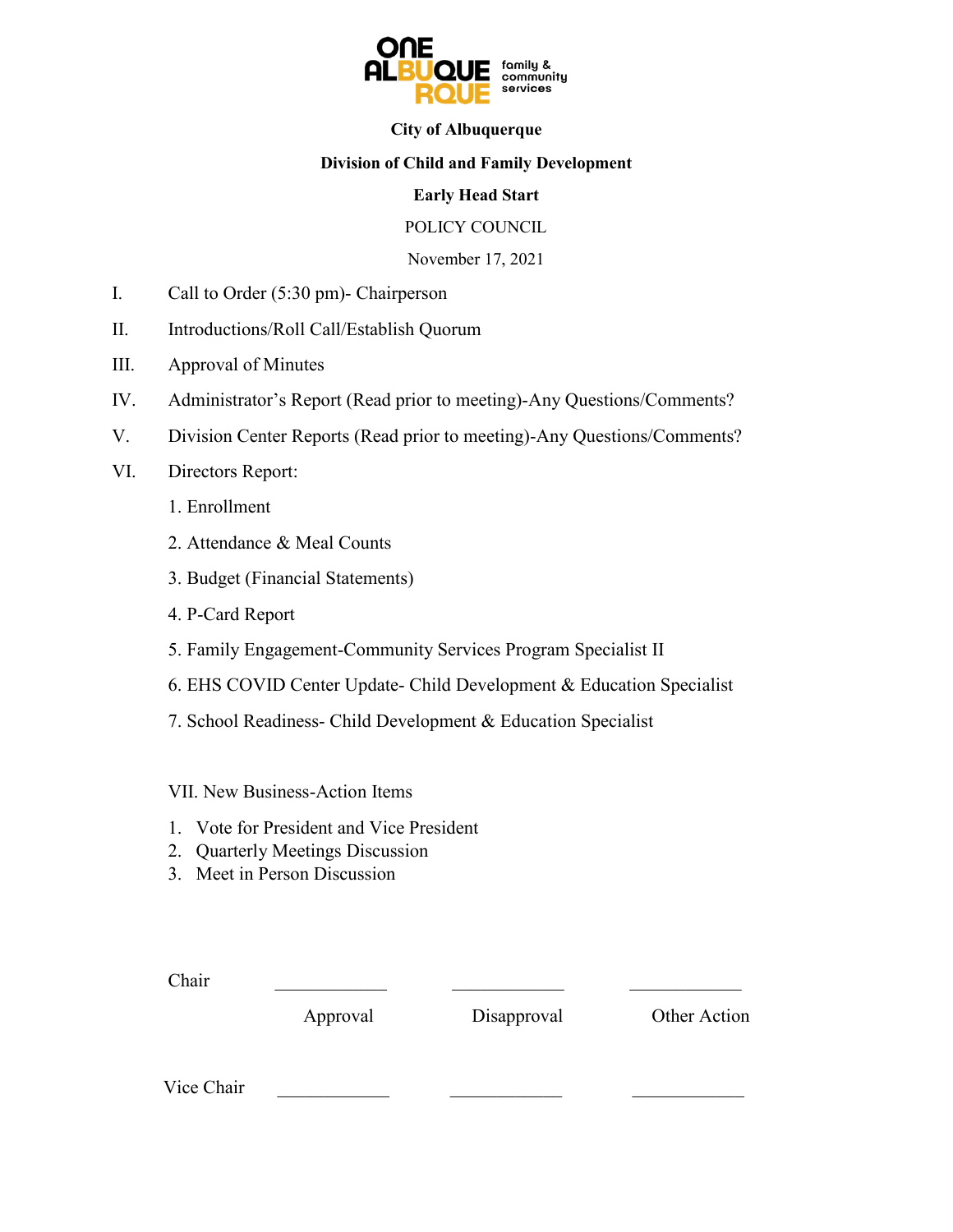**City of Albuquerque**

**Division of Child and Family Development**

**Early Head Start**

POLICY COUNCIL

November 17, 2021

I. Call to Order (5:30 pm)- Chairperson

II. Introductions/Roll Call/Establish Quorum

III. Approval of Minutes

IV. Administrator's Report (Read prior to meeting)-Any Questions/Comments?

V. Division Center Reports (Read prior to meeting)-Any Questions/Comments?

VI. Directors Report:

1. Enrollment
2. Attendance & Meal Counts
3. Budget (Financial Statements)
4. P-Card Report
5. Family Engagement-Community Services Program Specialist II
6. EHS COVID Center Update- Child Development & Education Specialist
7. School Readiness- Child Development & Education Specialist

VII. New Business-Action Items

1. Vote for President and Vice President
2. Quarterly Meetings Discussion
3. Meet in Person Discussion

| | | | |
|---|---|---|---|
| Chair | ____________ | ____________ | ____________ |
| | Approval | Disapproval | Other Action |
| Vice Chair | ____________ | ____________ | ____________ |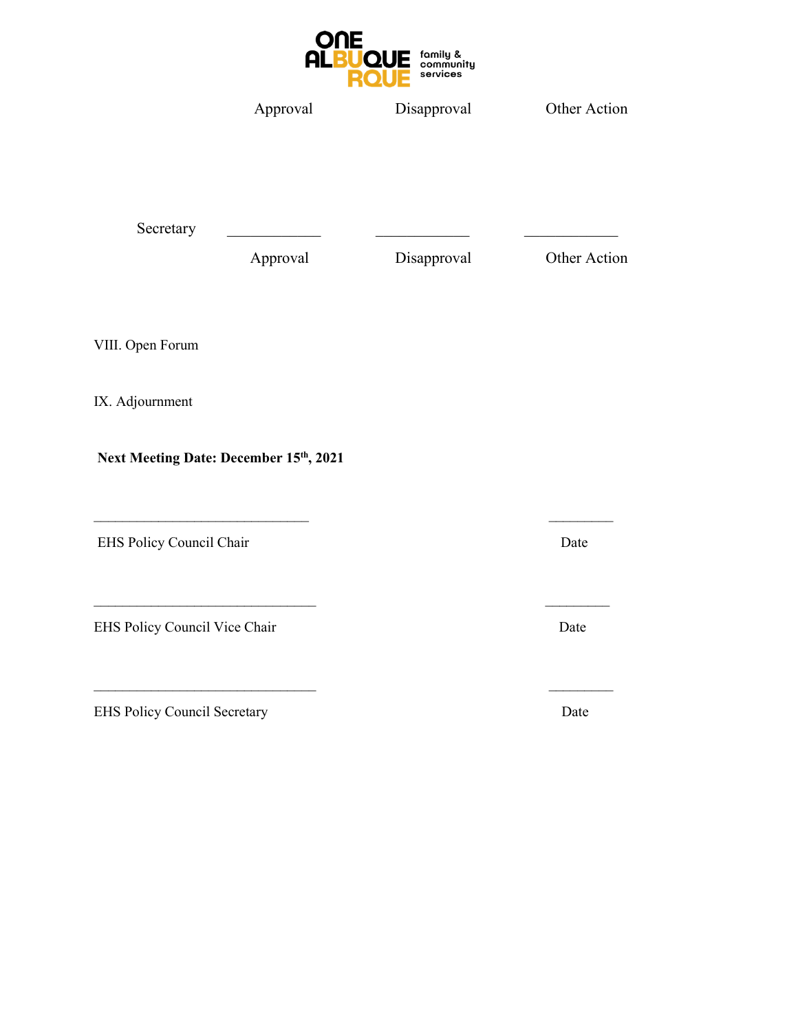Approval Disapproval Other Action

Secretary \_\_\_\_\_\_\_\_\_\_\_\_ \_\_\_\_\_\_\_\_\_\_\_\_ \_\_\_\_\_\_\_\_\_\_\_\_

Approval Disapproval Other Action

VIII. Open Forum

IX. Adjournment

**Next Meeting Date: December 15th, 2021**

\_\_\_\_\_\_\_\_\_\_\_\_\_\_\_\_\_\_\_\_\_\_\_\_\_\_\_\_\_\_ \_\_\_\_\_\_\_\_\_

EHS Policy Council Chair Date

\_\_\_\_\_\_\_\_\_\_\_\_\_\_\_\_\_\_\_\_\_\_\_\_\_\_\_\_\_\_\_ \_\_\_\_\_\_\_\_\_

EHS Policy Council Vice Chair Date

\_\_\_\_\_\_\_\_\_\_\_\_\_\_\_\_\_\_\_\_\_\_\_\_\_\_\_\_\_\_\_ \_\_\_\_\_\_\_\_\_

EHS Policy Council Secretary Date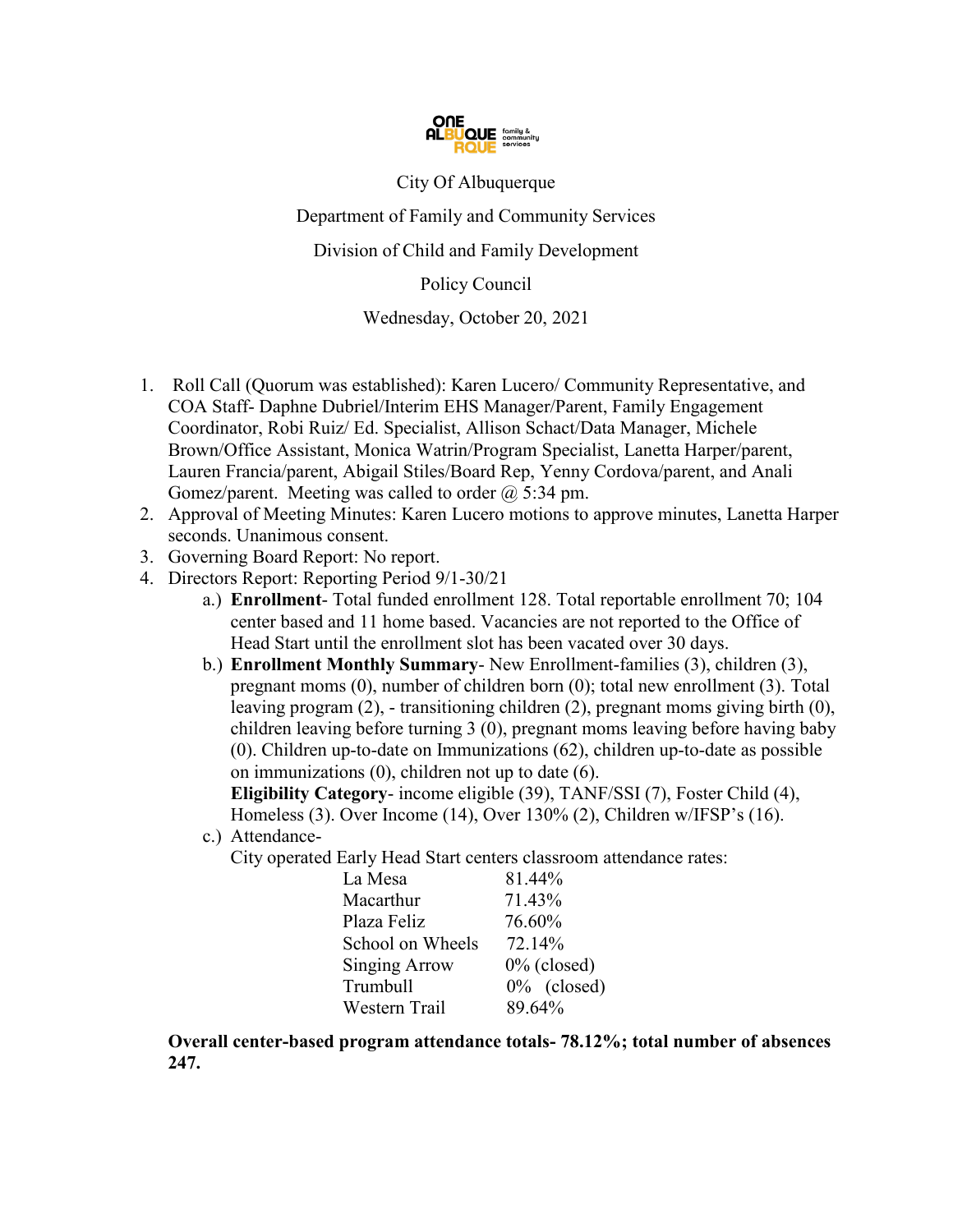City Of Albuquerque

Department of Family and Community Services

Division of Child and Family Development

Policy Council

Wednesday, October 20, 2021

1. Roll Call (Quorum was established): Karen Lucero/ Community Representative, and COA Staff- Daphne Dubriel/Interim EHS Manager/Parent, Family Engagement Coordinator, Robi Ruiz/ Ed. Specialist, Allison Schact/Data Manager, Michele Brown/Office Assistant, Monica Watrin/Program Specialist, Lanetta Harper/parent, Lauren Francia/parent, Abigail Stiles/Board Rep, Yenny Cordova/parent, and Anali Gomez/parent. Meeting was called to order @ 5:34 pm.
2. Approval of Meeting Minutes: Karen Lucero motions to approve minutes, Lanetta Harper seconds. Unanimous consent.
3. Governing Board Report: No report.
4. Directors Report: Reporting Period 9/1-30/21
   a.) **Enrollment**- Total funded enrollment 128. Total reportable enrollment 70; 104 center based and 11 home based. Vacancies are not reported to the Office of Head Start until the enrollment slot has been vacated over 30 days.
   b.) **Enrollment Monthly Summary**- New Enrollment-families (3), children (3), pregnant moms (0), number of children born (0); total new enrollment (3). Total leaving program (2), - transitioning children (2), pregnant moms giving birth (0), children leaving before turning 3 (0), pregnant moms leaving before having baby (0). Children up-to-date on Immunizations (62), children up-to-date as possible on immunizations (0), children not up to date (6).
   **Eligibility Category**- income eligible (39), TANF/SSI (7), Foster Child (4), Homeless (3). Over Income (14), Over 130% (2), Children w/IFSP's (16).
   c.) Attendance-
   City operated Early Head Start centers classroom attendance rates:

| | |
|---|---|
| La Mesa | 81.44% |
| Macarthur | 71.43% |
| Plaza Feliz | 76.60% |
| School on Wheels | 72.14% |
| Singing Arrow | 0% (closed) |
| Trumbull | 0% (closed) |
| Western Trail | 89.64% |

**Overall center-based program attendance totals- 78.12%; total number of absences 247.**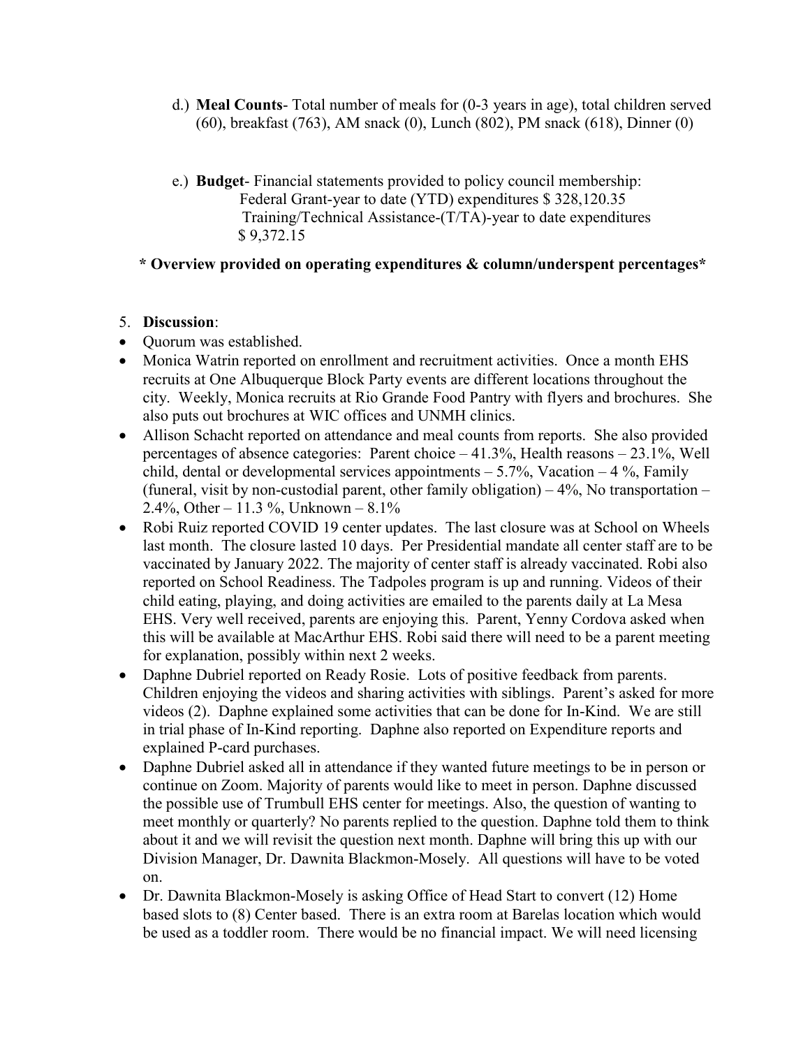d.) **Meal Counts**- Total number of meals for (0-3 years in age), total children served (60), breakfast (763), AM snack (0), Lunch (802), PM snack (618), Dinner (0)

e.) **Budget**- Financial statements provided to policy council membership:
Federal Grant-year to date (YTD) expenditures $ 328,120.35
Training/Technical Assistance-(T/TA)-year to date expenditures $ 9,372.15

**\* Overview provided on operating expenditures & column/underspent percentages\***

5. **Discussion**:

- Quorum was established.
- Monica Watrin reported on enrollment and recruitment activities. Once a month EHS recruits at One Albuquerque Block Party events are different locations throughout the city. Weekly, Monica recruits at Rio Grande Food Pantry with flyers and brochures. She also puts out brochures at WIC offices and UNMH clinics.
- Allison Schacht reported on attendance and meal counts from reports. She also provided percentages of absence categories: Parent choice – 41.3%, Health reasons – 23.1%, Well child, dental or developmental services appointments – 5.7%, Vacation – 4 %, Family (funeral, visit by non-custodial parent, other family obligation) – 4%, No transportation – 2.4%, Other – 11.3 %, Unknown – 8.1%
- Robi Ruiz reported COVID 19 center updates. The last closure was at School on Wheels last month. The closure lasted 10 days. Per Presidential mandate all center staff are to be vaccinated by January 2022. The majority of center staff is already vaccinated. Robi also reported on School Readiness. The Tadpoles program is up and running. Videos of their child eating, playing, and doing activities are emailed to the parents daily at La Mesa EHS. Very well received, parents are enjoying this. Parent, Yenny Cordova asked when this will be available at MacArthur EHS. Robi said there will need to be a parent meeting for explanation, possibly within next 2 weeks.
- Daphne Dubriel reported on Ready Rosie. Lots of positive feedback from parents. Children enjoying the videos and sharing activities with siblings. Parent's asked for more videos (2). Daphne explained some activities that can be done for In-Kind. We are still in trial phase of In-Kind reporting. Daphne also reported on Expenditure reports and explained P-card purchases.
- Daphne Dubriel asked all in attendance if they wanted future meetings to be in person or continue on Zoom. Majority of parents would like to meet in person. Daphne discussed the possible use of Trumbull EHS center for meetings. Also, the question of wanting to meet monthly or quarterly? No parents replied to the question. Daphne told them to think about it and we will revisit the question next month. Daphne will bring this up with our Division Manager, Dr. Dawnita Blackmon-Mosely. All questions will have to be voted on.
- Dr. Dawnita Blackmon-Mosely is asking Office of Head Start to convert (12) Home based slots to (8) Center based. There is an extra room at Barelas location which would be used as a toddler room. There would be no financial impact. We will need licensing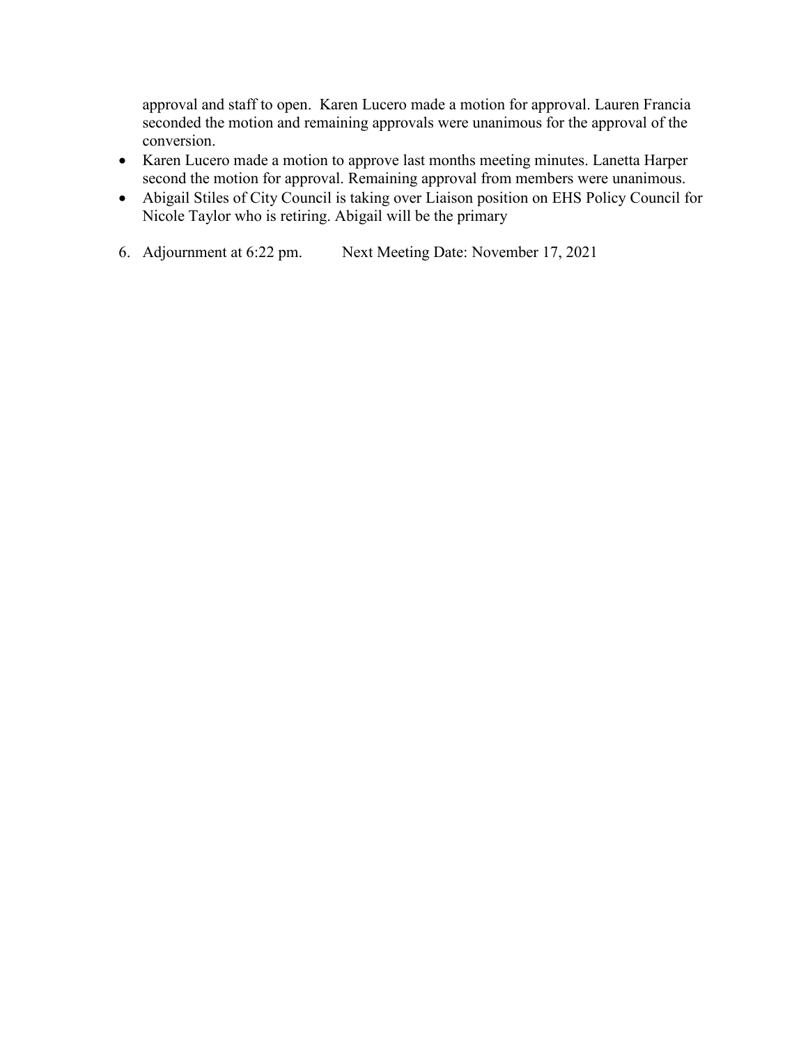approval and staff to open. Karen Lucero made a motion for approval. Lauren Francia seconded the motion and remaining approvals were unanimous for the approval of the conversion.

- Karen Lucero made a motion to approve last months meeting minutes. Lanetta Harper second the motion for approval. Remaining approval from members were unanimous.
- Abigail Stiles of City Council is taking over Liaison position on EHS Policy Council for Nicole Taylor who is retiring. Abigail will be the primary

6. Adjournment at 6:22 pm. Next Meeting Date: November 17, 2021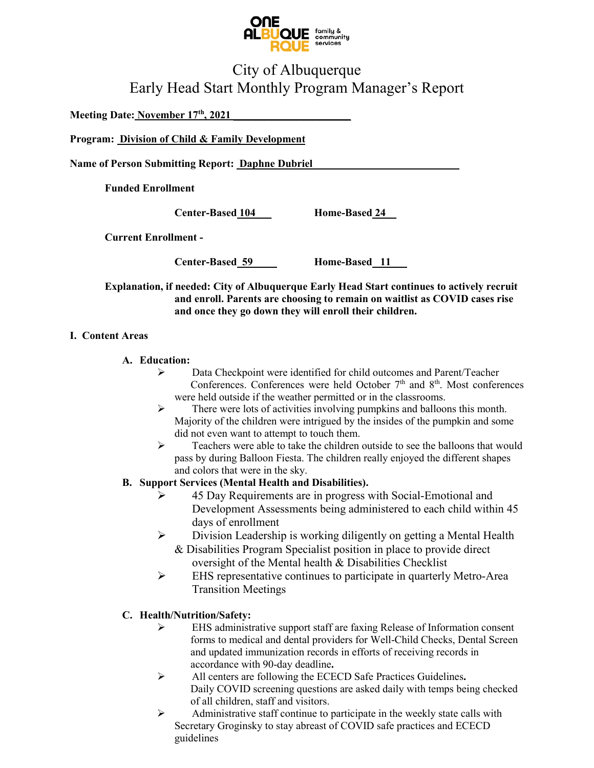# City of Albuquerque
## Early Head Start Monthly Program Manager's Report

**Meeting Date:** November 17th, 2021

**Program:** Division of Child & Family Development

**Name of Person Submitting Report:** Daphne Dubriel

**Funded Enrollment**

**Center-Based** 104 **Home-Based** 24

**Current Enrollment -**

**Center-Based** 59 **Home-Based** 11

**Explanation, if needed: City of Albuquerque Early Head Start continues to actively recruit and enroll. Parents are choosing to remain on waitlist as COVID cases rise and once they go down they will enroll their children.**

### I. Content Areas

#### A. Education:

- Data Checkpoint were identified for child outcomes and Parent/Teacher Conferences. Conferences were held October 7th and 8th. Most conferences were held outside if the weather permitted or in the classrooms.
- There were lots of activities involving pumpkins and balloons this month. Majority of the children were intrigued by the insides of the pumpkin and some did not even want to attempt to touch them.
- Teachers were able to take the children outside to see the balloons that would pass by during Balloon Fiesta. The children really enjoyed the different shapes and colors that were in the sky.

#### B. Support Services (Mental Health and Disabilities).

- 45 Day Requirements are in progress with Social-Emotional and Development Assessments being administered to each child within 45 days of enrollment
- Division Leadership is working diligently on getting a Mental Health & Disabilities Program Specialist position in place to provide direct oversight of the Mental health & Disabilities Checklist
- EHS representative continues to participate in quarterly Metro-Area Transition Meetings

#### C. Health/Nutrition/Safety:

- EHS administrative support staff are faxing Release of Information consent forms to medical and dental providers for Well-Child Checks, Dental Screen and updated immunization records in efforts of receiving records in accordance with 90-day deadline**.**
- All centers are following the ECECD Safe Practices Guidelines**.** Daily COVID screening questions are asked daily with temps being checked of all children, staff and visitors.
- Administrative staff continue to participate in the weekly state calls with Secretary Groginsky to stay abreast of COVID safe practices and ECECD guidelines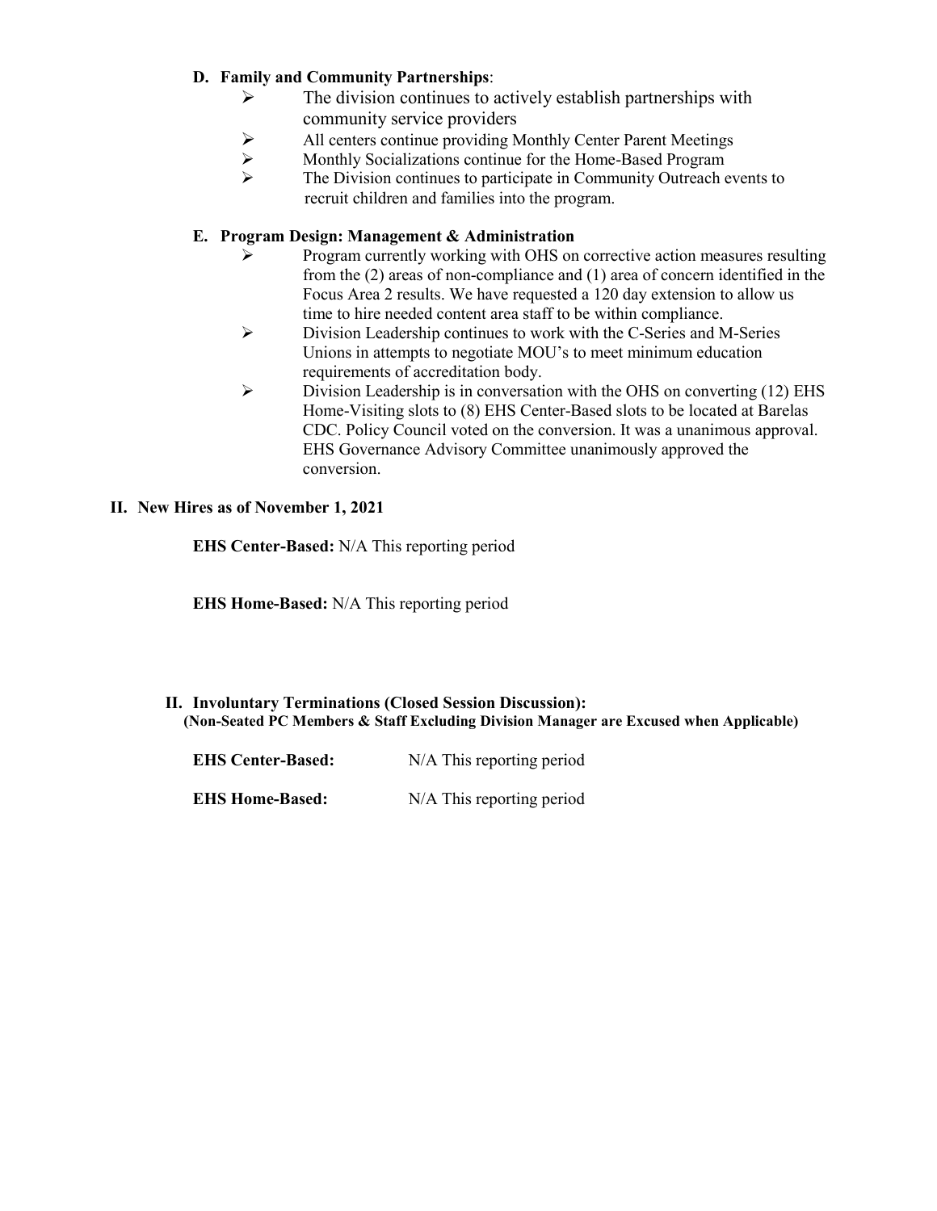**D. Family and Community Partnerships**:

- The division continues to actively establish partnerships with community service providers
- All centers continue providing Monthly Center Parent Meetings
- Monthly Socializations continue for the Home-Based Program
- The Division continues to participate in Community Outreach events to recruit children and families into the program.

**E. Program Design: Management & Administration**

- Program currently working with OHS on corrective action measures resulting from the (2) areas of non-compliance and (1) area of concern identified in the Focus Area 2 results. We have requested a 120 day extension to allow us time to hire needed content area staff to be within compliance.
- Division Leadership continues to work with the C-Series and M-Series Unions in attempts to negotiate MOU's to meet minimum education requirements of accreditation body.
- Division Leadership is in conversation with the OHS on converting (12) EHS Home-Visiting slots to (8) EHS Center-Based slots to be located at Barelas CDC. Policy Council voted on the conversion. It was a unanimous approval. EHS Governance Advisory Committee unanimously approved the conversion.

## II. New Hires as of November 1, 2021

**EHS Center-Based:** N/A This reporting period

**EHS Home-Based:** N/A This reporting period

## II. Involuntary Terminations (Closed Session Discussion):

**(Non-Seated PC Members & Staff Excluding Division Manager are Excused when Applicable)**

**EHS Center-Based:** N/A This reporting period

**EHS Home-Based:** N/A This reporting period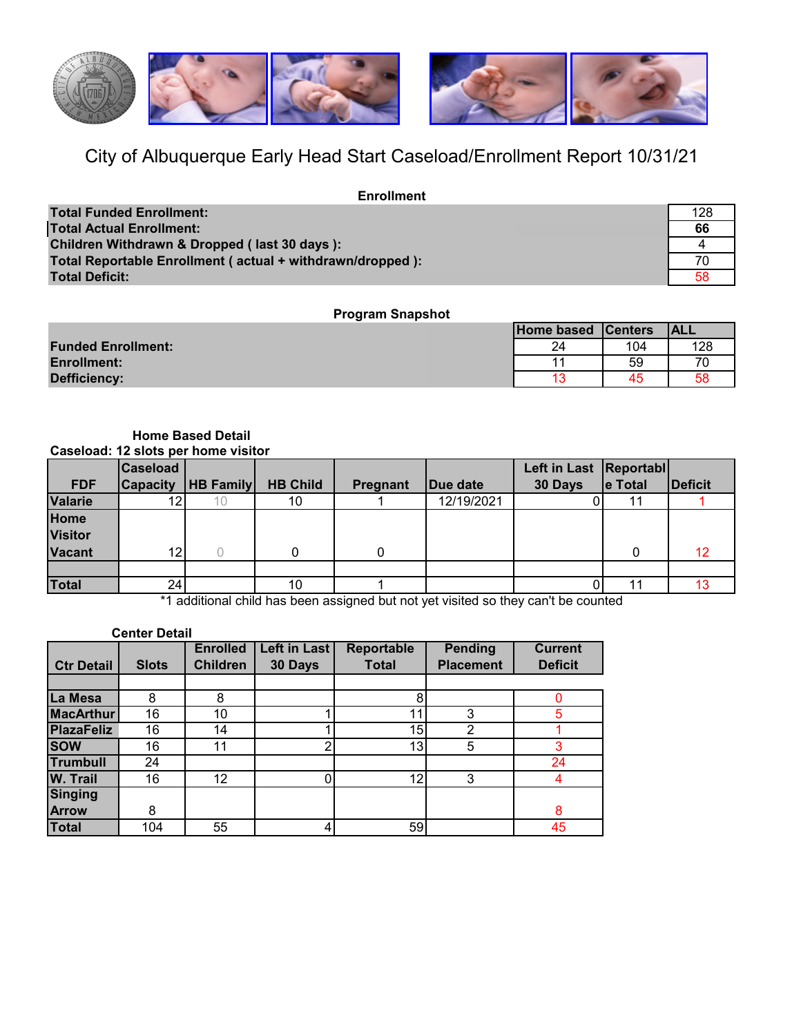# City of Albuquerque Early Head Start Caseload/Enrollment Report 10/31/21

## Enrollment

| | |
|---|---|
| **Total Funded Enrollment:** | 128 |
| **Total Actual Enrollment:** | **66** |
| **Children Withdrawn & Dropped ( last 30 days ):** | 4 |
| **Total Reportable Enrollment ( actual + withdrawn/dropped ):** | 70 |
| **Total Deficit:** | 58 |

## Program Snapshot

| | Home based | Centers | ALL |
|---|---|---|---|
| **Funded Enrollment:** | 24 | 104 | 128 |
| **Enrollment:** | 11 | 59 | 70 |
| **Defficiency:** | 13 | 45 | 58 |

## Home Based Detail

**Caseload: 12 slots per home visitor**

| FDF | Caseload Capacity | HB Family | HB Child | Pregnant | Due date | Left in Last 30 Days | Reportable Total | Deficit |
|---|---|---|---|---|---|---|---|---|
| Valarie | 12 | 10 | 10 | 1 | 12/19/2021 | 0 | 11 | 1 |
| Home Visitor Vacant | 12 | 0 | 0 | 0 | | | 0 | 12 |
| | | | | | | | | |
| Total | 24 | | 10 | 1 | | 0 | 11 | 13 |

*1 additional child has been assigned but not yet visited so they can't be counted

## Center Detail

| Ctr Detail | Slots | Enrolled Children | Left in Last 30 Days | Reportable Total | Pending Placement | Current Deficit |
|---|---|---|---|---|---|---|
| | | | | | | |
| La Mesa | 8 | 8 | | 8 | | 0 |
| MacArthur | 16 | 10 | 1 | 11 | 3 | 5 |
| PlazaFeliz | 16 | 14 | 1 | 15 | 2 | 1 |
| SOW | 16 | 11 | 2 | 13 | 5 | 3 |
| Trumbull | 24 | | | | | 24 |
| W. Trail | 16 | 12 | 0 | 12 | 3 | 4 |
| Singing Arrow | 8 | | | | | 8 |
| Total | 104 | 55 | 4 | 59 | | 45 |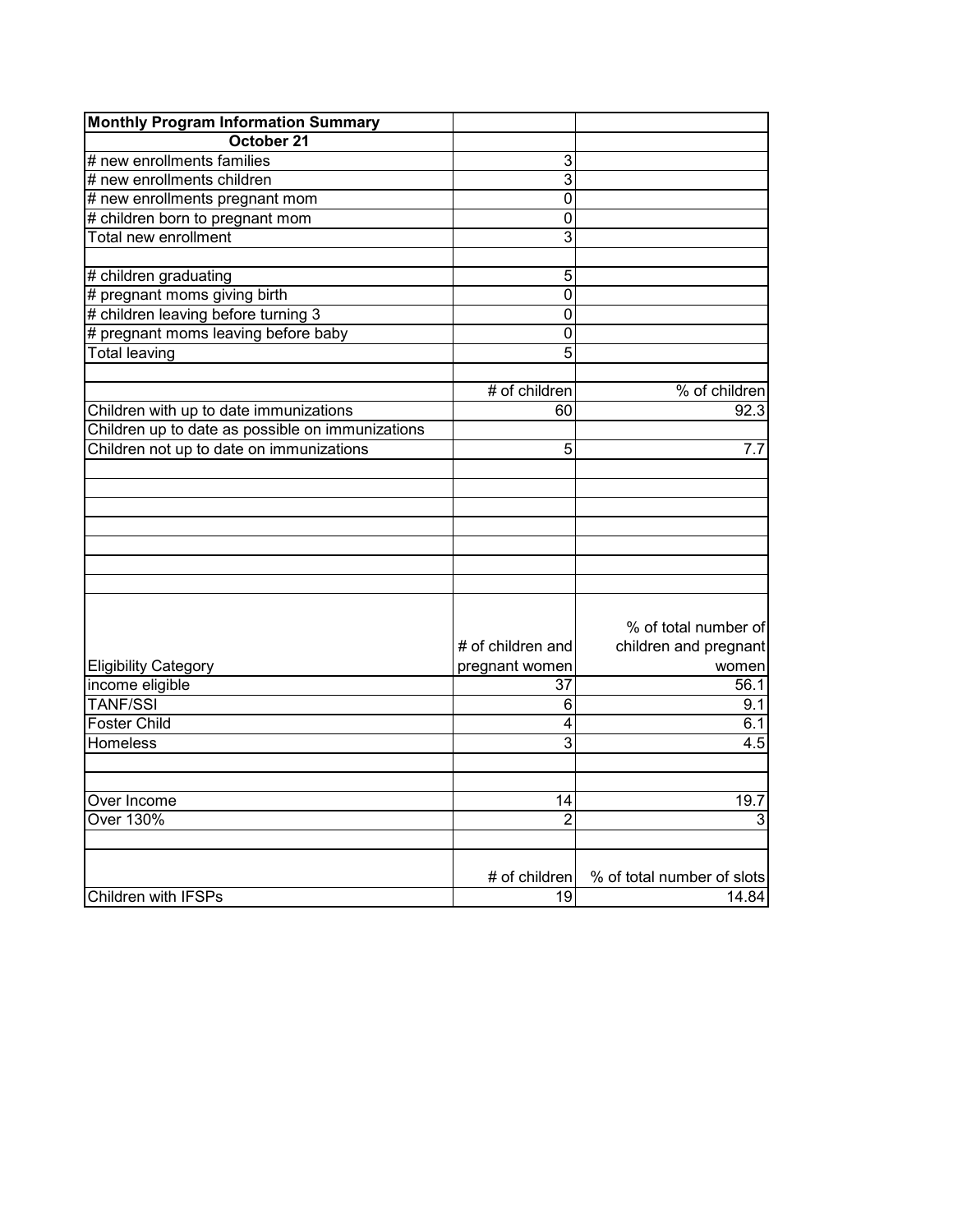| Monthly Program Information Summary | | |
|---|---|---|
| October 21 | | |
| # new enrollments families | 3 | |
| # new enrollments children | 3 | |
| # new enrollments pregnant mom | 0 | |
| # children born to pregnant mom | 0 | |
| Total new enrollment | 3 | |
| | | |
| # children graduating | 5 | |
| # pregnant moms giving birth | 0 | |
| # children leaving before turning 3 | 0 | |
| # pregnant moms leaving before baby | 0 | |
| Total leaving | 5 | |
| | | |
| | # of children | % of children |
| Children with up to date immunizations | 60 | 92.3 |
| Children up to date as possible on immunizations | | |
| Children not up to date on immunizations | 5 | 7.7 |
| | | |
| | | |
| | | |
| | | |
| | | |
| | | |
| | | |
| Eligibility Category | # of children and pregnant women | % of total number of children and pregnant women |
| income eligible | 37 | 56.1 |
| TANF/SSI | 6 | 9.1 |
| Foster Child | 4 | 6.1 |
| Homeless | 3 | 4.5 |
| | | |
| | | |
| Over Income | 14 | 19.7 |
| Over 130% | 2 | 3 |
| | | |
| | # of children | % of total number of slots |
| Children with IFSPs | 19 | 14.84 |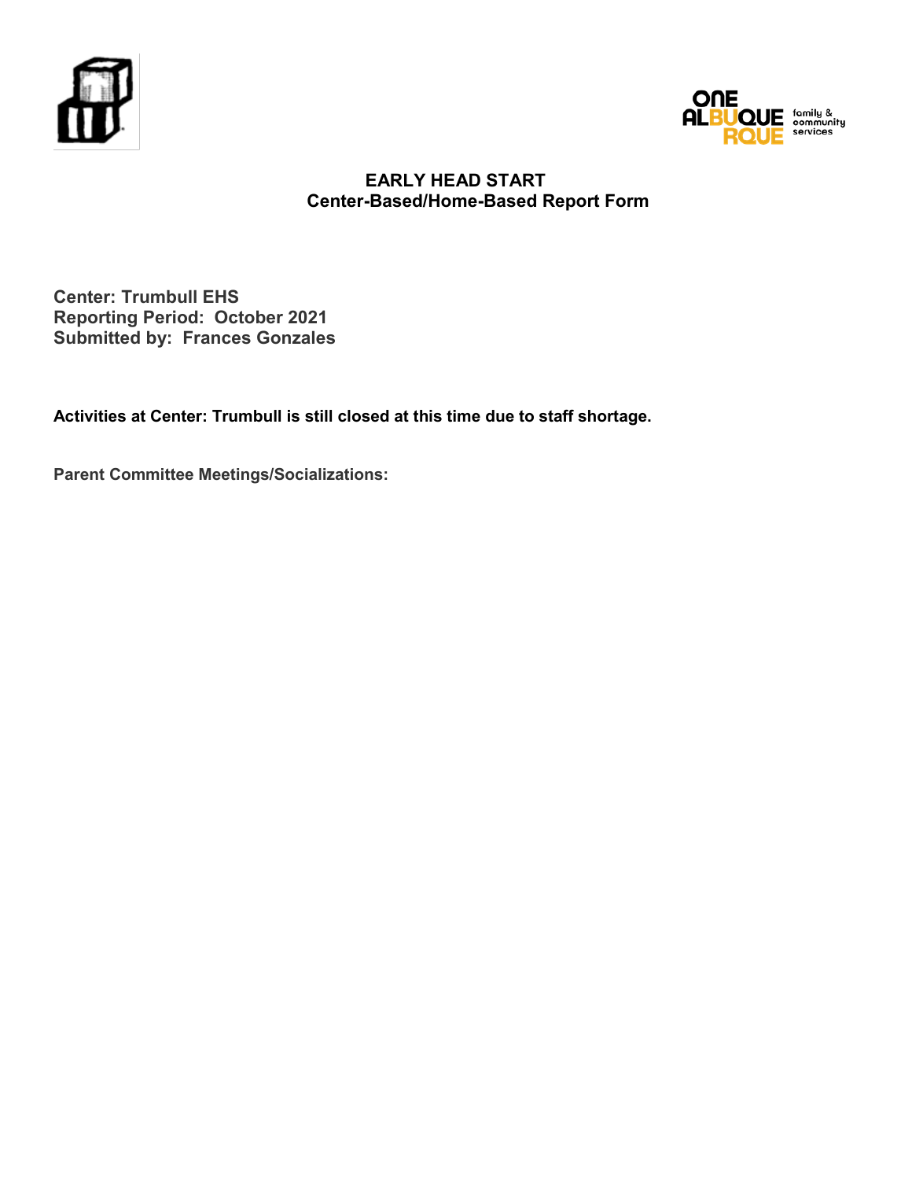# EARLY HEAD START
## Center-Based/Home-Based Report Form

**Center: Trumbull EHS**
**Reporting Period: October 2021**
**Submitted by: Frances Gonzales**

**Activities at Center: Trumbull is still closed at this time due to staff shortage.**

**Parent Committee Meetings/Socializations:**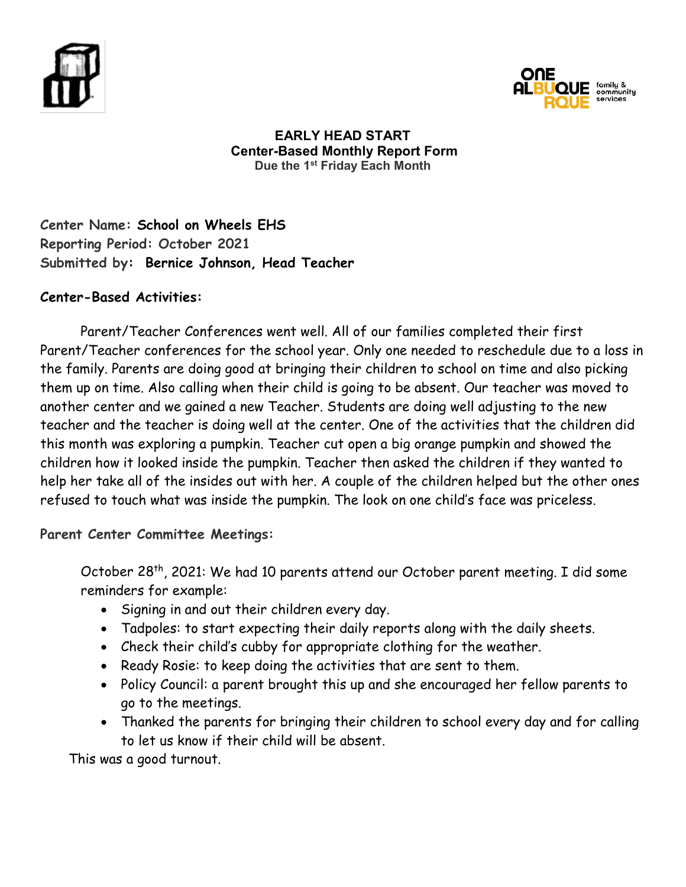**EARLY HEAD START**
**Center-Based Monthly Report Form**
**Due the 1st Friday Each Month**

**Center Name: School on Wheels EHS**
**Reporting Period: October 2021**
**Submitted by: Bernice Johnson, Head Teacher**

**Center-Based Activities:**

Parent/Teacher Conferences went well. All of our families completed their first Parent/Teacher conferences for the school year. Only one needed to reschedule due to a loss in the family. Parents are doing good at bringing their children to school on time and also picking them up on time. Also calling when their child is going to be absent. Our teacher was moved to another center and we gained a new Teacher. Students are doing well adjusting to the new teacher and the teacher is doing well at the center. One of the activities that the children did this month was exploring a pumpkin. Teacher cut open a big orange pumpkin and showed the children how it looked inside the pumpkin. Teacher then asked the children if they wanted to help her take all of the insides out with her. A couple of the children helped but the other ones refused to touch what was inside the pumpkin. The look on one child's face was priceless.

**Parent Center Committee Meetings:**

October 28th, 2021: We had 10 parents attend our October parent meeting. I did some reminders for example:

- Signing in and out their children every day.
- Tadpoles: to start expecting their daily reports along with the daily sheets.
- Check their child's cubby for appropriate clothing for the weather.
- Ready Rosie: to keep doing the activities that are sent to them.
- Policy Council: a parent brought this up and she encouraged her fellow parents to go to the meetings.
- Thanked the parents for bringing their children to school every day and for calling to let us know if their child will be absent.

This was a good turnout.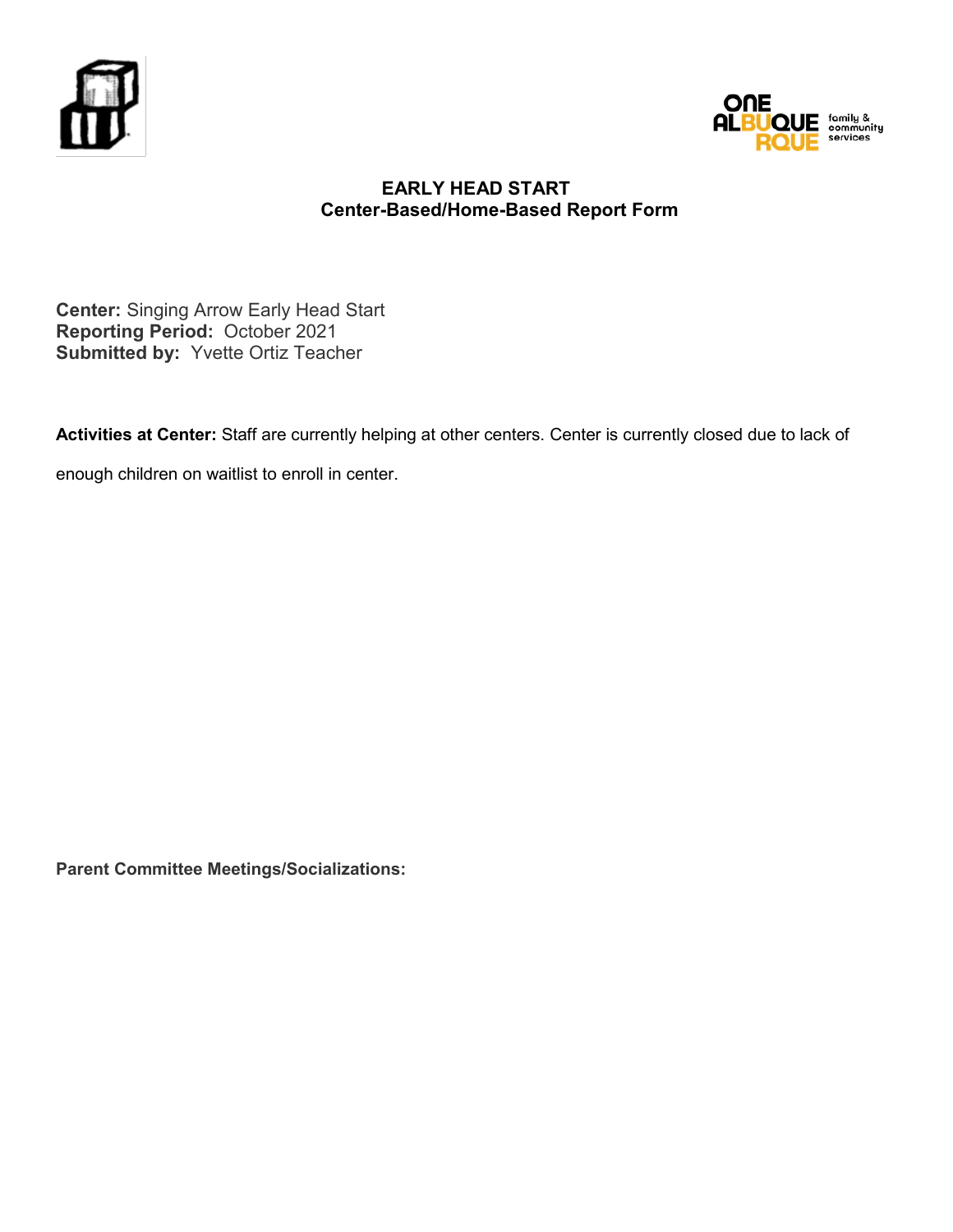# EARLY HEAD START
## Center-Based/Home-Based Report Form

**Center:** Singing Arrow Early Head Start
**Reporting Period:** October 2021
**Submitted by:** Yvette Ortiz Teacher

**Activities at Center:** Staff are currently helping at other centers. Center is currently closed due to lack of enough children on waitlist to enroll in center.

**Parent Committee Meetings/Socializations:**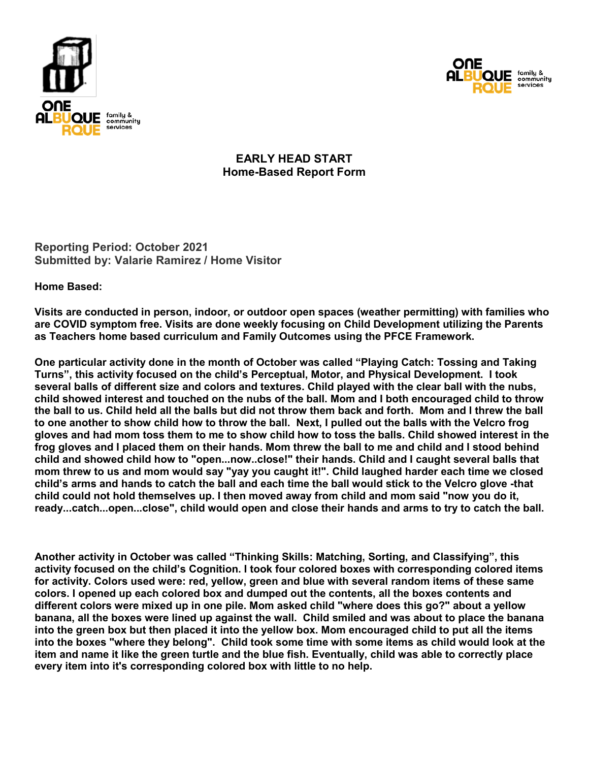## EARLY HEAD START
### Home-Based Report Form

**Reporting Period: October 2021**
**Submitted by: Valarie Ramirez / Home Visitor**

**Home Based:**

**Visits are conducted in person, indoor, or outdoor open spaces (weather permitting) with families who are COVID symptom free. Visits are done weekly focusing on Child Development utilizing the Parents as Teachers home based curriculum and Family Outcomes using the PFCE Framework.**

**One particular activity done in the month of October was called "Playing Catch: Tossing and Taking Turns", this activity focused on the child's Perceptual, Motor, and Physical Development. I took several balls of different size and colors and textures. Child played with the clear ball with the nubs, child showed interest and touched on the nubs of the ball. Mom and I both encouraged child to throw the ball to us. Child held all the balls but did not throw them back and forth. Mom and I threw the ball to one another to show child how to throw the ball. Next, I pulled out the balls with the Velcro frog gloves and had mom toss them to me to show child how to toss the balls. Child showed interest in the frog gloves and I placed them on their hands. Mom threw the ball to me and child and I stood behind child and showed child how to "open...now..close!" their hands. Child and I caught several balls that mom threw to us and mom would say "yay you caught it!". Child laughed harder each time we closed child's arms and hands to catch the ball and each time the ball would stick to the Velcro glove -that child could not hold themselves up. I then moved away from child and mom said "now you do it, ready...catch...open...close", child would open and close their hands and arms to try to catch the ball.**

**Another activity in October was called "Thinking Skills: Matching, Sorting, and Classifying", this activity focused on the child's Cognition. I took four colored boxes with corresponding colored items for activity. Colors used were: red, yellow, green and blue with several random items of these same colors. I opened up each colored box and dumped out the contents, all the boxes contents and different colors were mixed up in one pile. Mom asked child "where does this go?" about a yellow banana, all the boxes were lined up against the wall. Child smiled and was about to place the banana into the green box but then placed it into the yellow box. Mom encouraged child to put all the items into the boxes "where they belong". Child took some time with some items as child would look at the item and name it like the green turtle and the blue fish. Eventually, child was able to correctly place every item into it's corresponding colored box with little to no help.**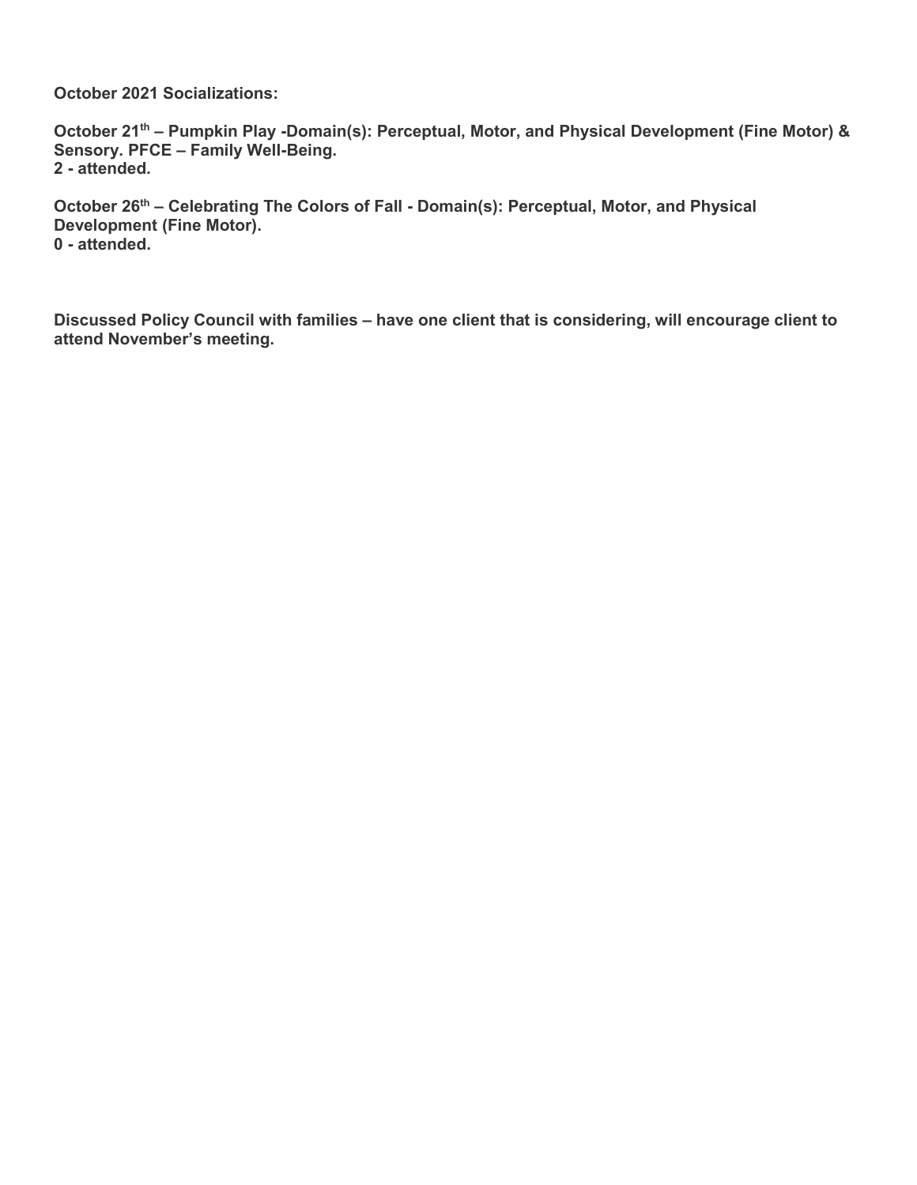**October 2021 Socializations:**

**October 21th – Pumpkin Play -Domain(s): Perceptual, Motor, and Physical Development (Fine Motor) & Sensory. PFCE – Family Well-Being.**
**2 - attended.**

**October 26th – Celebrating The Colors of Fall - Domain(s): Perceptual, Motor, and Physical Development (Fine Motor).**
**0 - attended.**

**Discussed Policy Council with families – have one client that is considering, will encourage client to attend November's meeting.**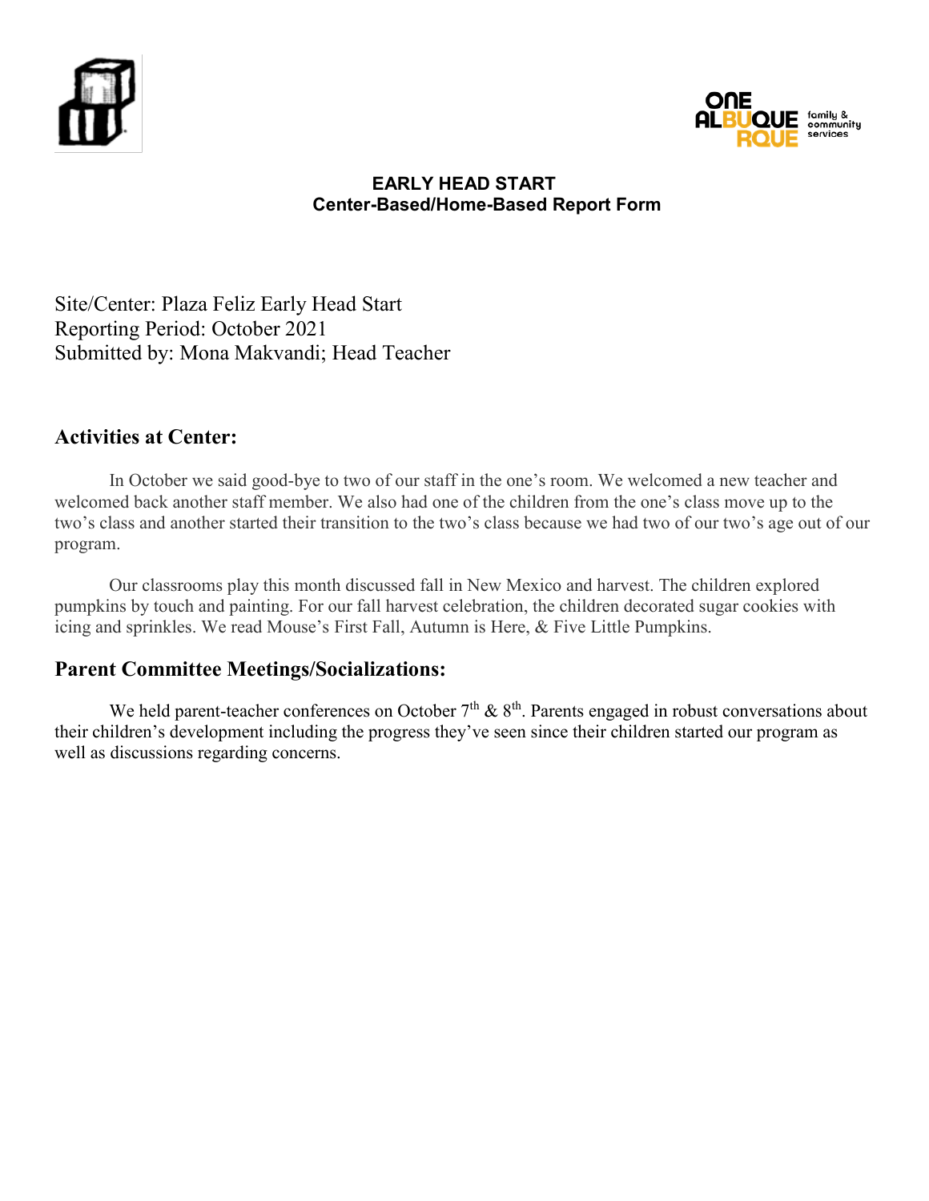**EARLY HEAD START**
**Center-Based/Home-Based Report Form**

Site/Center: Plaza Feliz Early Head Start
Reporting Period: October 2021
Submitted by: Mona Makvandi; Head Teacher

## Activities at Center:

In October we said good-bye to two of our staff in the one's room. We welcomed a new teacher and welcomed back another staff member. We also had one of the children from the one's class move up to the two's class and another started their transition to the two's class because we had two of our two's age out of our program.

Our classrooms play this month discussed fall in New Mexico and harvest. The children explored pumpkins by touch and painting. For our fall harvest celebration, the children decorated sugar cookies with icing and sprinkles. We read Mouse's First Fall, Autumn is Here, & Five Little Pumpkins.

## Parent Committee Meetings/Socializations:

We held parent-teacher conferences on October 7th & 8th. Parents engaged in robust conversations about their children's development including the progress they've seen since their children started our program as well as discussions regarding concerns.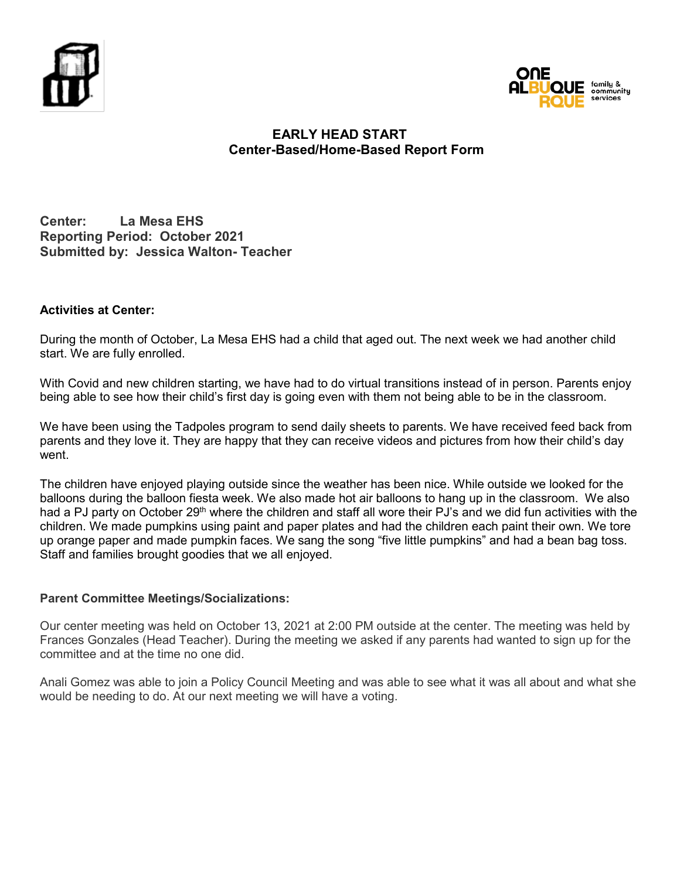# EARLY HEAD START
## Center-Based/Home-Based Report Form

**Center:** La Mesa EHS
**Reporting Period:** October 2021
**Submitted by:** Jessica Walton- Teacher

**Activities at Center:**

During the month of October, La Mesa EHS had a child that aged out. The next week we had another child start. We are fully enrolled.

With Covid and new children starting, we have had to do virtual transitions instead of in person. Parents enjoy being able to see how their child's first day is going even with them not being able to be in the classroom.

We have been using the Tadpoles program to send daily sheets to parents. We have received feed back from parents and they love it. They are happy that they can receive videos and pictures from how their child's day went.

The children have enjoyed playing outside since the weather has been nice. While outside we looked for the balloons during the balloon fiesta week. We also made hot air balloons to hang up in the classroom. We also had a PJ party on October 29th where the children and staff all wore their PJ's and we did fun activities with the children. We made pumpkins using paint and paper plates and had the children each paint their own. We tore up orange paper and made pumpkin faces. We sang the song "five little pumpkins" and had a bean bag toss. Staff and families brought goodies that we all enjoyed.

**Parent Committee Meetings/Socializations:**

Our center meeting was held on October 13, 2021 at 2:00 PM outside at the center. The meeting was held by Frances Gonzales (Head Teacher). During the meeting we asked if any parents had wanted to sign up for the committee and at the time no one did.

Anali Gomez was able to join a Policy Council Meeting and was able to see what it was all about and what she would be needing to do. At our next meeting we will have a voting.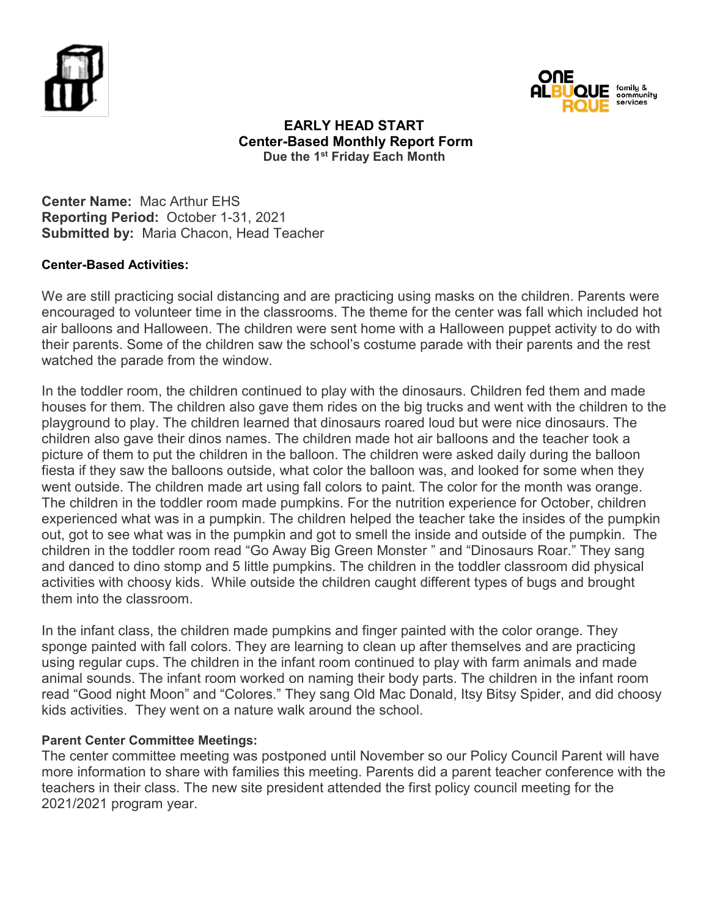**EARLY HEAD START**
**Center-Based Monthly Report Form**
**Due the 1st Friday Each Month**

**Center Name:** Mac Arthur EHS
**Reporting Period:** October 1-31, 2021
**Submitted by:** Maria Chacon, Head Teacher

**Center-Based Activities:**

We are still practicing social distancing and are practicing using masks on the children. Parents were encouraged to volunteer time in the classrooms. The theme for the center was fall which included hot air balloons and Halloween. The children were sent home with a Halloween puppet activity to do with their parents. Some of the children saw the school's costume parade with their parents and the rest watched the parade from the window.

In the toddler room, the children continued to play with the dinosaurs. Children fed them and made houses for them. The children also gave them rides on the big trucks and went with the children to the playground to play. The children learned that dinosaurs roared loud but were nice dinosaurs. The children also gave their dinos names. The children made hot air balloons and the teacher took a picture of them to put the children in the balloon. The children were asked daily during the balloon fiesta if they saw the balloons outside, what color the balloon was, and looked for some when they went outside. The children made art using fall colors to paint. The color for the month was orange. The children in the toddler room made pumpkins. For the nutrition experience for October, children experienced what was in a pumpkin. The children helped the teacher take the insides of the pumpkin out, got to see what was in the pumpkin and got to smell the inside and outside of the pumpkin. The children in the toddler room read "Go Away Big Green Monster " and "Dinosaurs Roar." They sang and danced to dino stomp and 5 little pumpkins. The children in the toddler classroom did physical activities with choosy kids. While outside the children caught different types of bugs and brought them into the classroom.

In the infant class, the children made pumpkins and finger painted with the color orange. They sponge painted with fall colors. They are learning to clean up after themselves and are practicing using regular cups. The children in the infant room continued to play with farm animals and made animal sounds. The infant room worked on naming their body parts. The children in the infant room read "Good night Moon" and "Colores." They sang Old Mac Donald, Itsy Bitsy Spider, and did choosy kids activities. They went on a nature walk around the school.

**Parent Center Committee Meetings:**

The center committee meeting was postponed until November so our Policy Council Parent will have more information to share with families this meeting. Parents did a parent teacher conference with the teachers in their class. The new site president attended the first policy council meeting for the 2021/2021 program year.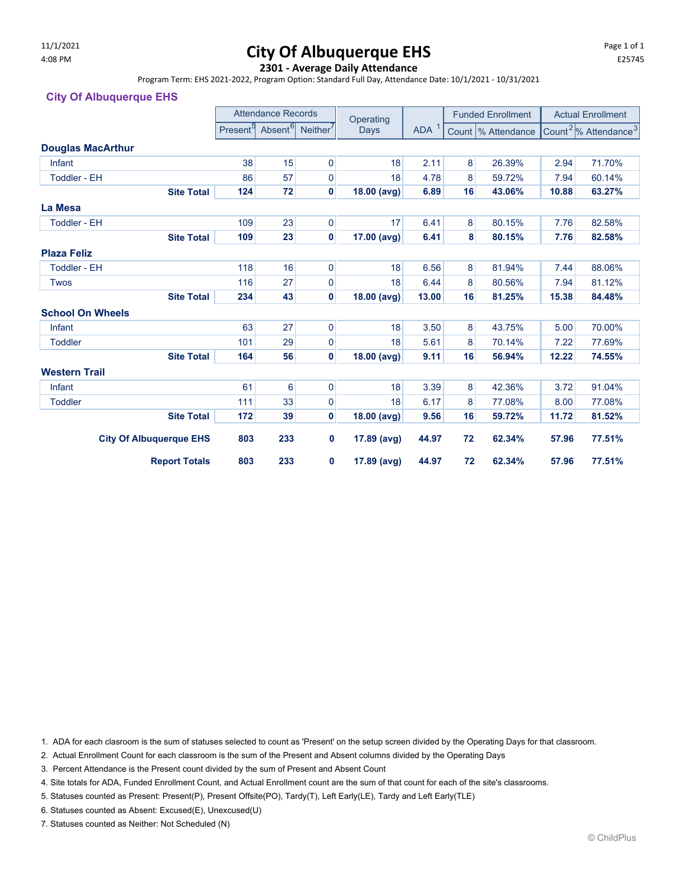# City Of Albuquerque EHS

## 2301 - Average Daily Attendance

Program Term: EHS 2021-2022, Program Option: Standard Full Day, Attendance Date: 10/1/2021 - 10/31/2021

### City Of Albuquerque EHS

| | Attendance Records | | | Operating Days | ADA [1] | Funded Enrollment | | Actual Enrollment | |
|---|---|---|---|---|---|---|---|---|---|
| | Present[5] | Absent[6] | Neither[7] | | | Count | % Attendance | Count[2] | % Attendance[3] |
| **Douglas MacArthur** | | | | | | | | | |
| Infant | 38 | 15 | 0 | 18 | 2.11 | 8 | 26.39% | 2.94 | 71.70% |
| Toddler - EH | 86 | 57 | 0 | 18 | 4.78 | 8 | 59.72% | 7.94 | 60.14% |
| **Site Total** | **124** | **72** | **0** | **18.00 (avg)** | **6.89** | **16** | **43.06%** | **10.88** | **63.27%** |
| **La Mesa** | | | | | | | | | |
| Toddler - EH | 109 | 23 | 0 | 17 | 6.41 | 8 | 80.15% | 7.76 | 82.58% |
| **Site Total** | **109** | **23** | **0** | **17.00 (avg)** | **6.41** | **8** | **80.15%** | **7.76** | **82.58%** |
| **Plaza Feliz** | | | | | | | | | |
| Toddler - EH | 118 | 16 | 0 | 18 | 6.56 | 8 | 81.94% | 7.44 | 88.06% |
| Twos | 116 | 27 | 0 | 18 | 6.44 | 8 | 80.56% | 7.94 | 81.12% |
| **Site Total** | **234** | **43** | **0** | **18.00 (avg)** | **13.00** | **16** | **81.25%** | **15.38** | **84.48%** |
| **School On Wheels** | | | | | | | | | |
| Infant | 63 | 27 | 0 | 18 | 3.50 | 8 | 43.75% | 5.00 | 70.00% |
| Toddler | 101 | 29 | 0 | 18 | 5.61 | 8 | 70.14% | 7.22 | 77.69% |
| **Site Total** | **164** | **56** | **0** | **18.00 (avg)** | **9.11** | **16** | **56.94%** | **12.22** | **74.55%** |
| **Western Trail** | | | | | | | | | |
| Infant | 61 | 6 | 0 | 18 | 3.39 | 8 | 42.36% | 3.72 | 91.04% |
| Toddler | 111 | 33 | 0 | 18 | 6.17 | 8 | 77.08% | 8.00 | 77.08% |
| **Site Total** | **172** | **39** | **0** | **18.00 (avg)** | **9.56** | **16** | **59.72%** | **11.72** | **81.52%** |
| **City Of Albuquerque EHS** | **803** | **233** | **0** | **17.89 (avg)** | **44.97** | **72** | **62.34%** | **57.96** | **77.51%** |
| **Report Totals** | **803** | **233** | **0** | **17.89 (avg)** | **44.97** | **72** | **62.34%** | **57.96** | **77.51%** |

1. ADA for each clasroom is the sum of statuses selected to count as 'Present' on the setup screen divided by the Operating Days for that classroom.
2. Actual Enrollment Count for each classroom is the sum of the Present and Absent columns divided by the Operating Days
3. Percent Attendance is the Present count divided by the sum of Present and Absent Count
4. Site totals for ADA, Funded Enrollment Count, and Actual Enrollment count are the sum of that count for each of the site's classrooms.
5. Statuses counted as Present: Present(P), Present Offsite(PO), Tardy(T), Left Early(LE), Tardy and Left Early(TLE)
6. Statuses counted as Absent: Excused(E), Unexcused(U)
7. Statuses counted as Neither: Not Scheduled (N)

© ChildPlus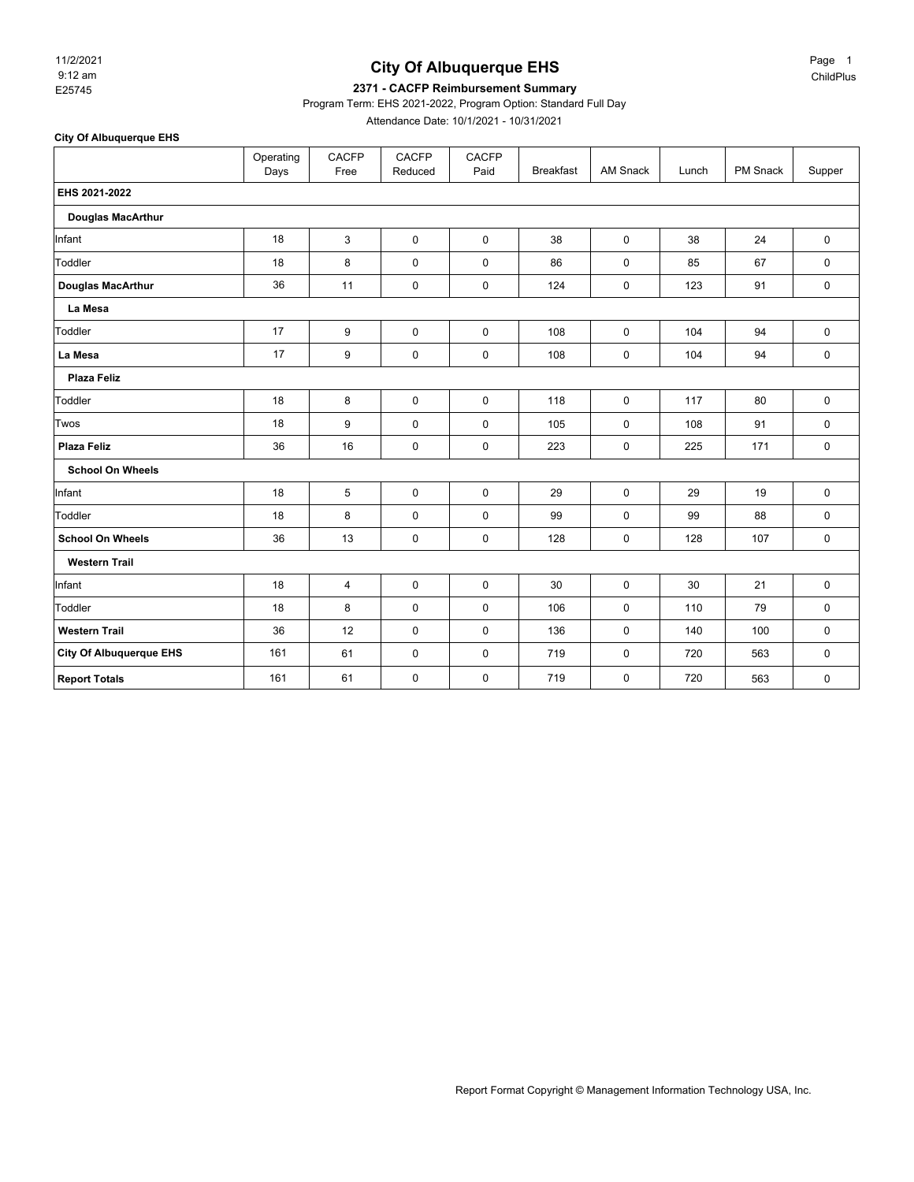11/2/2021
9:12 am
E25745

# City Of Albuquerque EHS

ChildPlus

**2371 - CACFP Reimbursement Summary**

Program Term: EHS 2021-2022, Program Option: Standard Full Day

Attendance Date: 10/1/2021 - 10/31/2021

**City Of Albuquerque EHS**

| | Operating Days | CACFP Free | CACFP Reduced | CACFP Paid | Breakfast | AM Snack | Lunch | PM Snack | Supper |
|---|---|---|---|---|---|---|---|---|---|
| **EHS 2021-2022** | | | | | | | | | |
| **Douglas MacArthur** | | | | | | | | | |
| Infant | 18 | 3 | 0 | 0 | 38 | 0 | 38 | 24 | 0 |
| Toddler | 18 | 8 | 0 | 0 | 86 | 0 | 85 | 67 | 0 |
| **Douglas MacArthur** | 36 | 11 | 0 | 0 | 124 | 0 | 123 | 91 | 0 |
| **La Mesa** | | | | | | | | | |
| Toddler | 17 | 9 | 0 | 0 | 108 | 0 | 104 | 94 | 0 |
| **La Mesa** | 17 | 9 | 0 | 0 | 108 | 0 | 104 | 94 | 0 |
| **Plaza Feliz** | | | | | | | | | |
| Toddler | 18 | 8 | 0 | 0 | 118 | 0 | 117 | 80 | 0 |
| Twos | 18 | 9 | 0 | 0 | 105 | 0 | 108 | 91 | 0 |
| **Plaza Feliz** | 36 | 16 | 0 | 0 | 223 | 0 | 225 | 171 | 0 |
| **School On Wheels** | | | | | | | | | |
| Infant | 18 | 5 | 0 | 0 | 29 | 0 | 29 | 19 | 0 |
| Toddler | 18 | 8 | 0 | 0 | 99 | 0 | 99 | 88 | 0 |
| **School On Wheels** | 36 | 13 | 0 | 0 | 128 | 0 | 128 | 107 | 0 |
| **Western Trail** | | | | | | | | | |
| Infant | 18 | 4 | 0 | 0 | 30 | 0 | 30 | 21 | 0 |
| Toddler | 18 | 8 | 0 | 0 | 106 | 0 | 110 | 79 | 0 |
| **Western Trail** | 36 | 12 | 0 | 0 | 136 | 0 | 140 | 100 | 0 |
| **City Of Albuquerque EHS** | 161 | 61 | 0 | 0 | 719 | 0 | 720 | 563 | 0 |
| **Report Totals** | 161 | 61 | 0 | 0 | 719 | 0 | 720 | 563 | 0 |

Report Format Copyright © Management Information Technology USA, Inc.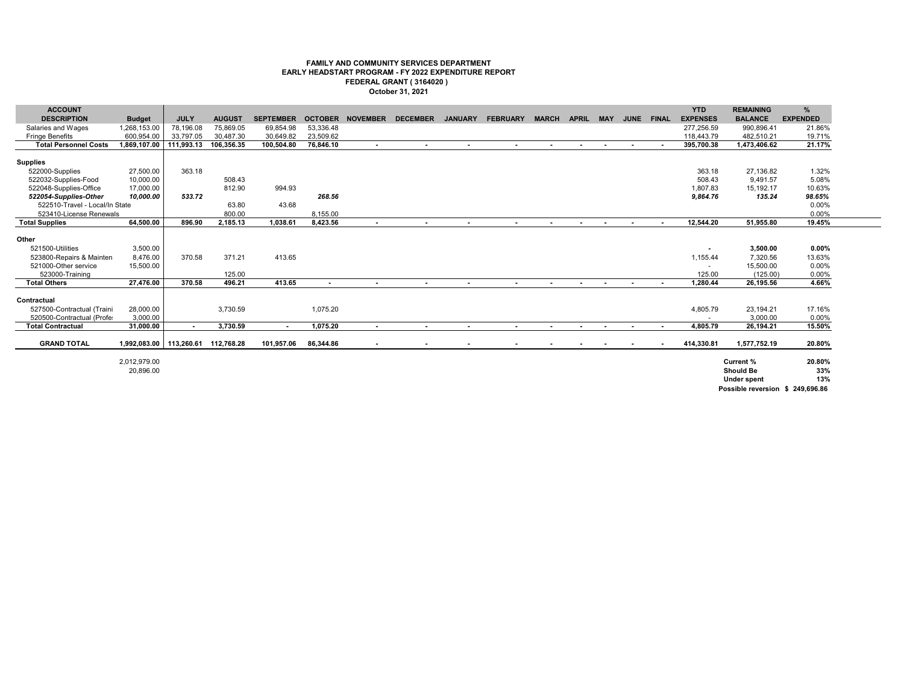**FAMILY AND COMMUNITY SERVICES DEPARTMENT**
**EARLY HEADSTART PROGRAM - FY 2022 EXPENDITURE REPORT**
**FEDERAL GRANT ( 3164020 )**
**October 31, 2021**

| ACCOUNT DESCRIPTION | Budget | JULY | AUGUST | SEPTEMBER | OCTOBER | NOVEMBER | DECEMBER | JANUARY | FEBRUARY | MARCH | APRIL | MAY | JUNE | FINAL | YTD EXPENSES | REMAINING BALANCE | % EXPENDED |
|---|---|---|---|---|---|---|---|---|---|---|---|---|---|---|---|---|---|
| Salaries and Wages | 1,268,153.00 | 78,196.08 | 75,869.05 | 69,854.98 | 53,336.48 | | | | | | | | | | 277,256.59 | 990,896.41 | 21.86% |
| Fringe Benefits | 600,954.00 | 33,797.05 | 30,487.30 | 30,649.82 | 23,509.62 | | | | | | | | | | 118,443.79 | 482,510.21 | 19.71% |
| **Total Personnel Costs** | **1,869,107.00** | **111,993.13** | **106,356.35** | **100,504.80** | **76,846.10** | **-** | **-** | **-** | **-** | **-** | **-** | **-** | **-** | **-** | **395,700.38** | **1,473,406.62** | **21.17%** |
| **Supplies** | | | | | | | | | | | | | | | | | |
| 522000-Supplies | 27,500.00 | 363.18 | | | | | | | | | | | | | 363.18 | 27,136.82 | 1.32% |
| 522032-Supplies-Food | 10,000.00 | | 508.43 | | | | | | | | | | | | 508.43 | 9,491.57 | 5.08% |
| 522048-Supplies-Office | 17,000.00 | | 812.90 | 994.93 | | | | | | | | | | | 1,807.83 | 15,192.17 | 10.63% |
| ***522054-Supplies-Other*** | ***10,000.00*** | ***533.72*** | | | ***268.56*** | | | | | | | | | | ***9,864.76*** | ***135.24*** | ***98.65%*** |
| 522510-Travel - Local/In State | | | 63.80 | 43.68 | | | | | | | | | | | | | 0.00% |
| 523410-License Renewals | | | 800.00 | | 8,155.00 | | | | | | | | | | | | 0.00% |
| **Total Supplies** | **64,500.00** | **896.90** | **2,185.13** | **1,038.61** | **8,423.56** | **-** | **-** | **-** | **-** | **-** | **-** | **-** | **-** | **-** | **12,544.20** | **51,955.80** | **19.45%** |
| **Other** | | | | | | | | | | | | | | | | | |
| 521500-Utilities | 3,500.00 | | | | | | | | | | | | | | **-** | **3,500.00** | **0.00%** |
| 523800-Repairs & Mainten | 8,476.00 | 370.58 | 371.21 | 413.65 | | | | | | | | | | | 1,155.44 | 7,320.56 | 13.63% |
| 521000-Other service | 15,500.00 | | | | | | | | | | | | | | - | 15,500.00 | 0.00% |
| 523000-Training | | | 125.00 | | | | | | | | | | | | 125.00 | (125.00) | 0.00% |
| **Total Others** | **27,476.00** | **370.58** | **496.21** | **413.65** | **-** | **-** | **-** | **-** | **-** | **-** | **-** | **-** | **-** | **-** | **1,280.44** | **26,195.56** | **4.66%** |
| **Contractual** | | | | | | | | | | | | | | | | | |
| 527500-Contractual (Traini | 28,000.00 | | 3,730.59 | | 1,075.20 | | | | | | | | | | 4,805.79 | 23,194.21 | 17.16% |
| 520500-Contractual (Profe | 3,000.00 | | | | | | | | | | | | | | - | 3,000.00 | 0.00% |
| **Total Contractual** | **31,000.00** | **-** | **3,730.59** | **-** | **1,075.20** | **-** | **-** | **-** | **-** | **-** | **-** | **-** | **-** | **-** | **4,805.79** | **26,194.21** | **15.50%** |
| **GRAND TOTAL** | **1,992,083.00** | **113,260.61** | **112,768.28** | **101,957.06** | **86,344.86** | **-** | **-** | **-** | **-** | **-** | **-** | **-** | **-** | **-** | **414,330.81** | **1,577,752.19** | **20.80%** |

2,012,979.00
20,896.00

| | |
|---|---|
| **Current %** | **20.80%** |
| **Should Be** | **33%** |
| **Under spent** | **13%** |
| **Possible reversion** | **$ 249,696.86** |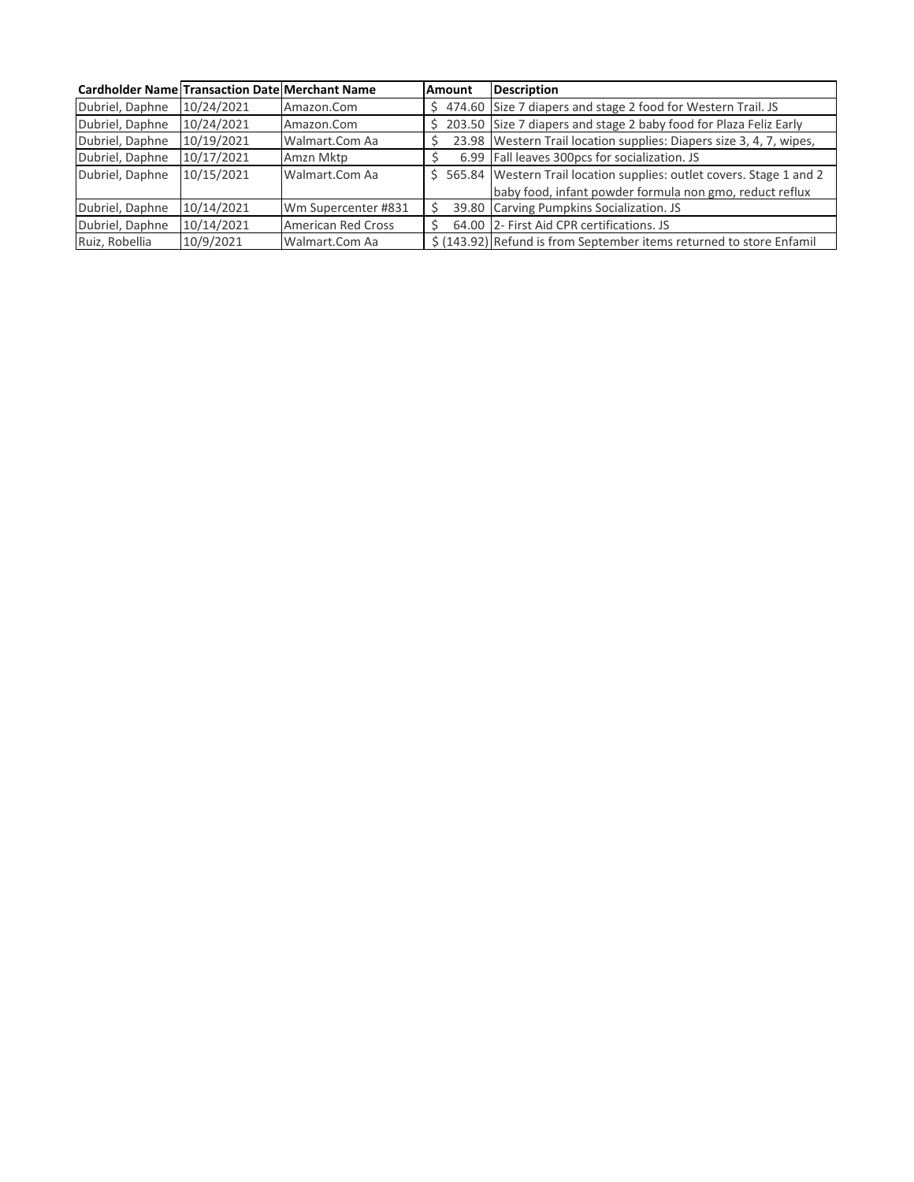| Cardholder Name | Transaction Date | Merchant Name | Amount | Description |
|---|---|---|---|---|
| Dubriel, Daphne | 10/24/2021 | Amazon.Com | $ 474.60 | Size 7 diapers and stage 2 food for Western Trail. JS |
| Dubriel, Daphne | 10/24/2021 | Amazon.Com | $ 203.50 | Size 7 diapers and stage 2 baby food for Plaza Feliz Early |
| Dubriel, Daphne | 10/19/2021 | Walmart.Com Aa | $ 23.98 | Western Trail location supplies: Diapers size 3, 4, 7, wipes, |
| Dubriel, Daphne | 10/17/2021 | Amzn Mktp | $ 6.99 | Fall leaves 300pcs for socialization. JS |
| Dubriel, Daphne | 10/15/2021 | Walmart.Com Aa | $ 565.84 | Western Trail location supplies: outlet covers. Stage 1 and 2 baby food, infant powder formula non gmo, reduct reflux |
| Dubriel, Daphne | 10/14/2021 | Wm Supercenter #831 | $ 39.80 | Carving Pumpkins Socialization. JS |
| Dubriel, Daphne | 10/14/2021 | American Red Cross | $ 64.00 | 2- First Aid CPR certifications. JS |
| Ruiz, Robellia | 10/9/2021 | Walmart.Com Aa | $ (143.92) | Refund is from September items returned to store Enfamil |